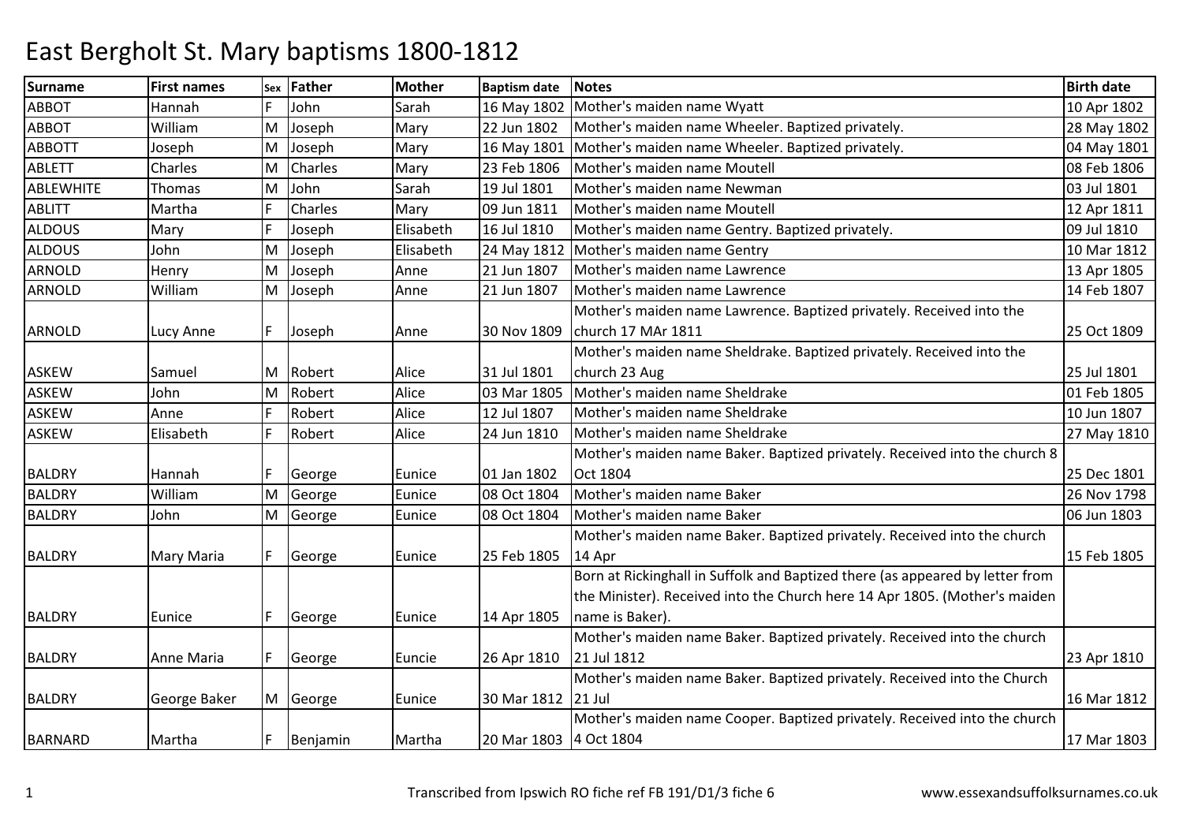# East Bergholt St. Mary baptisms 1800-1812

| Surname | First names | Sex | Father | Mother | Baptism date | Notes | Birth date |
|---|---|---|---|---|---|---|---|
| ABBOT | Hannah | F | John | Sarah | 16 May 1802 | Mother's maiden name Wyatt | 10 Apr 1802 |
| ABBOT | William | M | Joseph | Mary | 22 Jun 1802 | Mother's maiden name Wheeler. Baptized privately. | 28 May 1802 |
| ABBOTT | Joseph | M | Joseph | Mary | 16 May 1801 | Mother's maiden name Wheeler. Baptized privately. | 04 May 1801 |
| ABLETT | Charles | M | Charles | Mary | 23 Feb 1806 | Mother's maiden name Moutell | 08 Feb 1806 |
| ABLEWHITE | Thomas | M | John | Sarah | 19 Jul 1801 | Mother's maiden name Newman | 03 Jul 1801 |
| ABLITT | Martha | F | Charles | Mary | 09 Jun 1811 | Mother's maiden name Moutell | 12 Apr 1811 |
| ALDOUS | Mary | F | Joseph | Elisabeth | 16 Jul 1810 | Mother's maiden name Gentry. Baptized privately. | 09 Jul 1810 |
| ALDOUS | John | M | Joseph | Elisabeth | 24 May 1812 | Mother's maiden name Gentry | 10 Mar 1812 |
| ARNOLD | Henry | M | Joseph | Anne | 21 Jun 1807 | Mother's maiden name Lawrence | 13 Apr 1805 |
| ARNOLD | William | M | Joseph | Anne | 21 Jun 1807 | Mother's maiden name Lawrence | 14 Feb 1807 |
| ARNOLD | Lucy Anne | F | Joseph | Anne | 30 Nov 1809 | Mother's maiden name Lawrence. Baptized privately. Received into the church 17 MAr 1811 | 25 Oct 1809 |
| ASKEW | Samuel | M | Robert | Alice | 31 Jul 1801 | Mother's maiden name Sheldrake. Baptized privately. Received into the church 23 Aug | 25 Jul 1801 |
| ASKEW | John | M | Robert | Alice | 03 Mar 1805 | Mother's maiden name Sheldrake | 01 Feb 1805 |
| ASKEW | Anne | F | Robert | Alice | 12 Jul 1807 | Mother's maiden name Sheldrake | 10 Jun 1807 |
| ASKEW | Elisabeth | F | Robert | Alice | 24 Jun 1810 | Mother's maiden name Sheldrake | 27 May 1810 |
| BALDRY | Hannah | F | George | Eunice | 01 Jan 1802 | Mother's maiden name Baker. Baptized privately. Received into the church 8 Oct 1804 | 25 Dec 1801 |
| BALDRY | William | M | George | Eunice | 08 Oct 1804 | Mother's maiden name Baker | 26 Nov 1798 |
| BALDRY | John | M | George | Eunice | 08 Oct 1804 | Mother's maiden name Baker | 06 Jun 1803 |
| BALDRY | Mary Maria | F | George | Eunice | 25 Feb 1805 | Mother's maiden name Baker. Baptized privately. Received into the church 14 Apr | 15 Feb 1805 |
| BALDRY | Eunice | F | George | Eunice | 14 Apr 1805 | Born at Rickinghall in Suffolk and Baptized there (as appeared by letter from the Minister). Received into the Church here 14 Apr 1805. (Mother's maiden name is Baker). | |
| BALDRY | Anne Maria | F | George | Euncie | 26 Apr 1810 | Mother's maiden name Baker. Baptized privately. Received into the church 21 Jul 1812 | 23 Apr 1810 |
| BALDRY | George Baker | M | George | Eunice | 30 Mar 1812 | Mother's maiden name Baker. Baptized privately. Received into the Church 21 Jul | 16 Mar 1812 |
| BARNARD | Martha | F | Benjamin | Martha | 20 Mar 1803 | Mother's maiden name Cooper. Baptized privately. Received into the church 4 Oct 1804 | 17 Mar 1803 |

Transcribed from Ipswich RO fiche ref FB 191/D1/3 fiche 6 www.essexandsuffolksurnames.co.uk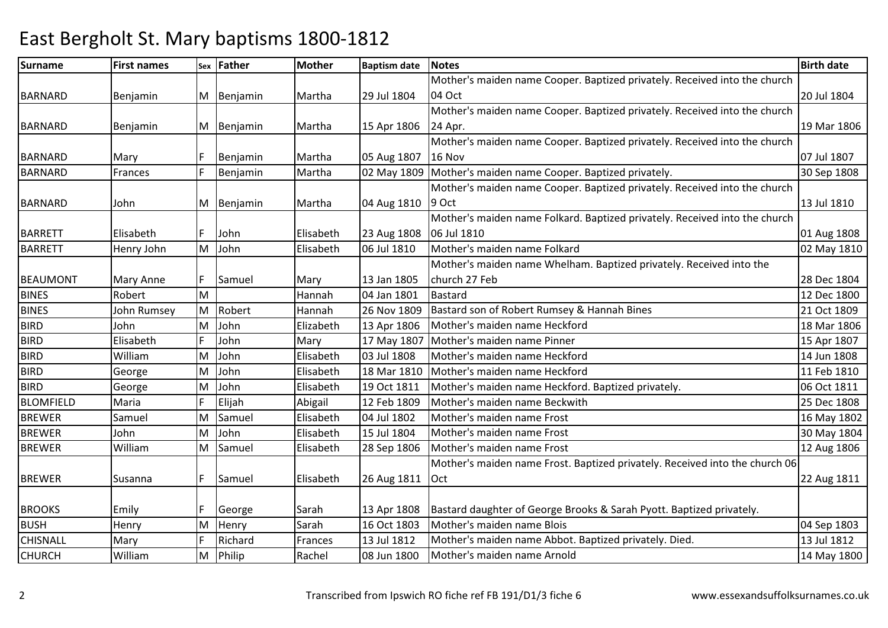# East Bergholt St. Mary baptisms 1800-1812

| Surname | First names | Sex | Father | Mother | Baptism date | Notes | Birth date |
|---|---|---|---|---|---|---|---|
| BARNARD | Benjamin | M | Benjamin | Martha | 29 Jul 1804 | Mother's maiden name Cooper. Baptized privately. Received into the church 04 Oct | 20 Jul 1804 |
| BARNARD | Benjamin | M | Benjamin | Martha | 15 Apr 1806 | Mother's maiden name Cooper. Baptized privately. Received into the church 24 Apr. | 19 Mar 1806 |
| BARNARD | Mary | F | Benjamin | Martha | 05 Aug 1807 | Mother's maiden name Cooper. Baptized privately. Received into the church 16 Nov | 07 Jul 1807 |
| BARNARD | Frances | F | Benjamin | Martha | 02 May 1809 | Mother's maiden name Cooper. Baptized privately. | 30 Sep 1808 |
| BARNARD | John | M | Benjamin | Martha | 04 Aug 1810 | Mother's maiden name Cooper. Baptized privately. Received into the church 9 Oct | 13 Jul 1810 |
| BARRETT | Elisabeth | F | John | Elisabeth | 23 Aug 1808 | Mother's maiden name Folkard. Baptized privately. Received into the church 06 Jul 1810 | 01 Aug 1808 |
| BARRETT | Henry John | M | John | Elisabeth | 06 Jul 1810 | Mother's maiden name Folkard | 02 May 1810 |
| BEAUMONT | Mary Anne | F | Samuel | Mary | 13 Jan 1805 | Mother's maiden name Whelham. Baptized privately. Received into the church 27 Feb | 28 Dec 1804 |
| BINES | Robert | M | | Hannah | 04 Jan 1801 | Bastard | 12 Dec 1800 |
| BINES | John Rumsey | M | Robert | Hannah | 26 Nov 1809 | Bastard son of Robert Rumsey & Hannah Bines | 21 Oct 1809 |
| BIRD | John | M | John | Elizabeth | 13 Apr 1806 | Mother's maiden name Heckford | 18 Mar 1806 |
| BIRD | Elisabeth | F | John | Mary | 17 May 1807 | Mother's maiden name Pinner | 15 Apr 1807 |
| BIRD | William | M | John | Elisabeth | 03 Jul 1808 | Mother's maiden name Heckford | 14 Jun 1808 |
| BIRD | George | M | John | Elisabeth | 18 Mar 1810 | Mother's maiden name Heckford | 11 Feb 1810 |
| BIRD | George | M | John | Elisabeth | 19 Oct 1811 | Mother's maiden name Heckford. Baptized privately. | 06 Oct 1811 |
| BLOMFIELD | Maria | F | Elijah | Abigail | 12 Feb 1809 | Mother's maiden name Beckwith | 25 Dec 1808 |
| BREWER | Samuel | M | Samuel | Elisabeth | 04 Jul 1802 | Mother's maiden name Frost | 16 May 1802 |
| BREWER | John | M | John | Elisabeth | 15 Jul 1804 | Mother's maiden name Frost | 30 May 1804 |
| BREWER | William | M | Samuel | Elisabeth | 28 Sep 1806 | Mother's maiden name Frost | 12 Aug 1806 |
| BREWER | Susanna | F | Samuel | Elisabeth | 26 Aug 1811 | Mother's maiden name Frost. Baptized privately. Received into the church 06 Oct | 22 Aug 1811 |
| BROOKS | Emily | F | George | Sarah | 13 Apr 1808 | Bastard daughter of George Brooks & Sarah Pyott. Baptized privately. | |
| BUSH | Henry | M | Henry | Sarah | 16 Oct 1803 | Mother's maiden name Blois | 04 Sep 1803 |
| CHISNALL | Mary | F | Richard | Frances | 13 Jul 1812 | Mother's maiden name Abbot. Baptized privately. Died. | 13 Jul 1812 |
| CHURCH | William | M | Philip | Rachel | 08 Jun 1800 | Mother's maiden name Arnold | 14 May 1800 |

Transcribed from Ipswich RO fiche ref FB 191/D1/3 fiche 6 www.essexandsuffolksurnames.co.uk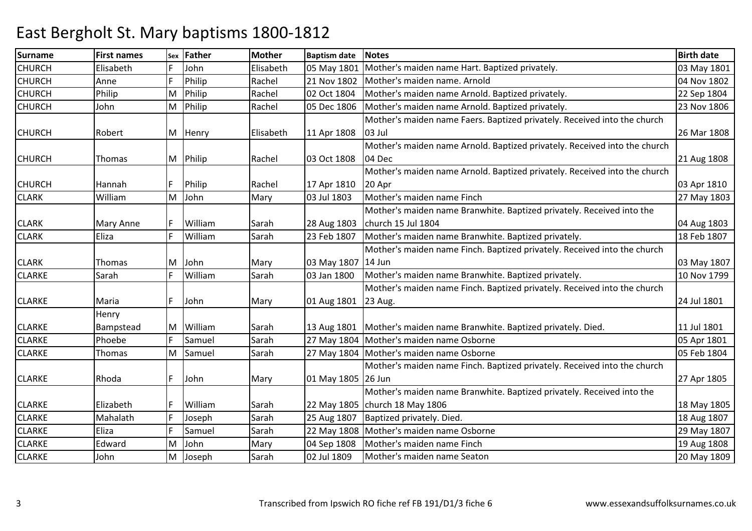# East Bergholt St. Mary baptisms 1800-1812

| Surname | First names | Sex | Father | Mother | Baptism date | Notes | Birth date |
|---|---|---|---|---|---|---|---|
| CHURCH | Elisabeth | F | John | Elisabeth | 05 May 1801 | Mother's maiden name Hart. Baptized privately. | 03 May 1801 |
| CHURCH | Anne | F | Philip | Rachel | 21 Nov 1802 | Mother's maiden name. Arnold | 04 Nov 1802 |
| CHURCH | Philip | M | Philip | Rachel | 02 Oct 1804 | Mother's maiden name Arnold. Baptized privately. | 22 Sep 1804 |
| CHURCH | John | M | Philip | Rachel | 05 Dec 1806 | Mother's maiden name Arnold. Baptized privately. | 23 Nov 1806 |
| CHURCH | Robert | M | Henry | Elisabeth | 11 Apr 1808 | Mother's maiden name Faers. Baptized privately. Received into the church 03 Jul | 26 Mar 1808 |
| CHURCH | Thomas | M | Philip | Rachel | 03 Oct 1808 | Mother's maiden name Arnold. Baptized privately. Received into the church 04 Dec | 21 Aug 1808 |
| CHURCH | Hannah | F | Philip | Rachel | 17 Apr 1810 | Mother's maiden name Arnold. Baptized privately. Received into the church 20 Apr | 03 Apr 1810 |
| CLARK | William | M | John | Mary | 03 Jul 1803 | Mother's maiden name Finch | 27 May 1803 |
| CLARK | Mary Anne | F | William | Sarah | 28 Aug 1803 | Mother's maiden name Branwhite. Baptized privately. Received into the church 15 Jul 1804 | 04 Aug 1803 |
| CLARK | Eliza | F | William | Sarah | 23 Feb 1807 | Mother's maiden name Branwhite. Baptized privately. | 18 Feb 1807 |
| CLARK | Thomas | M | John | Mary | 03 May 1807 | Mother's maiden name Finch. Baptized privately. Received into the church 14 Jun | 03 May 1807 |
| CLARKE | Sarah | F | William | Sarah | 03 Jan 1800 | Mother's maiden name Branwhite. Baptized privately. | 10 Nov 1799 |
| CLARKE | Maria | F | John | Mary | 01 Aug 1801 | Mother's maiden name Finch. Baptized privately. Received into the church 23 Aug. | 24 Jul 1801 |
| CLARKE | Henry Bampstead | M | William | Sarah | 13 Aug 1801 | Mother's maiden name Branwhite. Baptized privately. Died. | 11 Jul 1801 |
| CLARKE | Phoebe | F | Samuel | Sarah | 27 May 1804 | Mother's maiden name Osborne | 05 Apr 1801 |
| CLARKE | Thomas | M | Samuel | Sarah | 27 May 1804 | Mother's maiden name Osborne | 05 Feb 1804 |
| CLARKE | Rhoda | F | John | Mary | 01 May 1805 | Mother's maiden name Finch. Baptized privately. Received into the church 26 Jun | 27 Apr 1805 |
| CLARKE | Elizabeth | F | William | Sarah | 22 May 1805 | Mother's maiden name Branwhite. Baptized privately. Received into the church 18 May 1806 | 18 May 1805 |
| CLARKE | Mahalath | F | Joseph | Sarah | 25 Aug 1807 | Baptized privately. Died. | 18 Aug 1807 |
| CLARKE | Eliza | F | Samuel | Sarah | 22 May 1808 | Mother's maiden name Osborne | 29 May 1807 |
| CLARKE | Edward | M | John | Mary | 04 Sep 1808 | Mother's maiden name Finch | 19 Aug 1808 |
| CLARKE | John | M | Joseph | Sarah | 02 Jul 1809 | Mother's maiden name Seaton | 20 May 1809 |

Transcribed from Ipswich RO fiche ref FB 191/D1/3 fiche 6 www.essexandsuffolksurnames.co.uk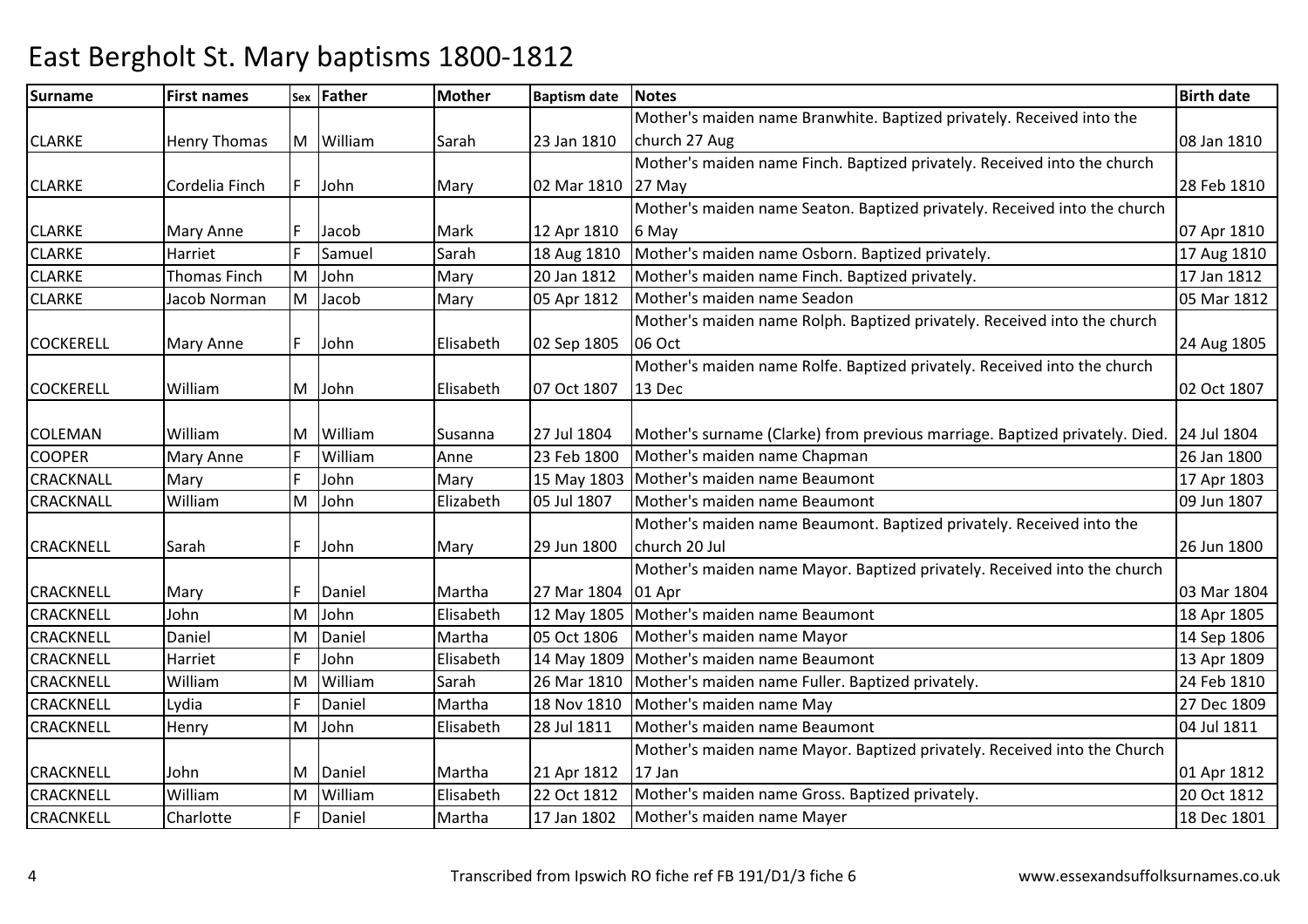# East Bergholt St. Mary baptisms 1800-1812

| Surname | First names | Sex | Father | Mother | Baptism date | Notes | Birth date |
|---|---|---|---|---|---|---|---|
| CLARKE | Henry Thomas | M | William | Sarah | 23 Jan 1810 | Mother's maiden name Branwhite. Baptized privately. Received into the church 27 Aug | 08 Jan 1810 |
| CLARKE | Cordelia Finch | F | John | Mary | 02 Mar 1810 | Mother's maiden name Finch. Baptized privately. Received into the church 27 May | 28 Feb 1810 |
| CLARKE | Mary Anne | F | Jacob | Mark | 12 Apr 1810 | Mother's maiden name Seaton. Baptized privately. Received into the church 6 May | 07 Apr 1810 |
| CLARKE | Harriet | F | Samuel | Sarah | 18 Aug 1810 | Mother's maiden name Osborn. Baptized privately. | 17 Aug 1810 |
| CLARKE | Thomas Finch | M | John | Mary | 20 Jan 1812 | Mother's maiden name Finch. Baptized privately. | 17 Jan 1812 |
| CLARKE | Jacob Norman | M | Jacob | Mary | 05 Apr 1812 | Mother's maiden name Seadon | 05 Mar 1812 |
| COCKERELL | Mary Anne | F | John | Elisabeth | 02 Sep 1805 | Mother's maiden name Rolph. Baptized privately. Received into the church 06 Oct | 24 Aug 1805 |
| COCKERELL | William | M | John | Elisabeth | 07 Oct 1807 | Mother's maiden name Rolfe. Baptized privately. Received into the church 13 Dec | 02 Oct 1807 |
| COLEMAN | William | M | William | Susanna | 27 Jul 1804 | Mother's surname (Clarke) from previous marriage. Baptized privately. Died. | 24 Jul 1804 |
| COOPER | Mary Anne | F | William | Anne | 23 Feb 1800 | Mother's maiden name Chapman | 26 Jan 1800 |
| CRACKNALL | Mary | F | John | Mary | 15 May 1803 | Mother's maiden name Beaumont | 17 Apr 1803 |
| CRACKNALL | William | M | John | Elizabeth | 05 Jul 1807 | Mother's maiden name Beaumont | 09 Jun 1807 |
| CRACKNELL | Sarah | F | John | Mary | 29 Jun 1800 | Mother's maiden name Beaumont. Baptized privately. Received into the church 20 Jul | 26 Jun 1800 |
| CRACKNELL | Mary | F | Daniel | Martha | 27 Mar 1804 | Mother's maiden name Mayor. Baptized privately. Received into the church 01 Apr | 03 Mar 1804 |
| CRACKNELL | John | M | John | Elisabeth | 12 May 1805 | Mother's maiden name Beaumont | 18 Apr 1805 |
| CRACKNELL | Daniel | M | Daniel | Martha | 05 Oct 1806 | Mother's maiden name Mayor | 14 Sep 1806 |
| CRACKNELL | Harriet | F | John | Elisabeth | 14 May 1809 | Mother's maiden name Beaumont | 13 Apr 1809 |
| CRACKNELL | William | M | William | Sarah | 26 Mar 1810 | Mother's maiden name Fuller. Baptized privately. | 24 Feb 1810 |
| CRACKNELL | Lydia | F | Daniel | Martha | 18 Nov 1810 | Mother's maiden name May | 27 Dec 1809 |
| CRACKNELL | Henry | M | John | Elisabeth | 28 Jul 1811 | Mother's maiden name Beaumont | 04 Jul 1811 |
| CRACKNELL | John | M | Daniel | Martha | 21 Apr 1812 | Mother's maiden name Mayor. Baptized privately. Received into the Church 17 Jan | 01 Apr 1812 |
| CRACKNELL | William | M | William | Elisabeth | 22 Oct 1812 | Mother's maiden name Gross. Baptized privately. | 20 Oct 1812 |
| CRACNKELL | Charlotte | F | Daniel | Martha | 17 Jan 1802 | Mother's maiden name Mayer | 18 Dec 1801 |

Transcribed from Ipswich RO fiche ref FB 191/D1/3 fiche 6 www.essexandsuffolksurnames.co.uk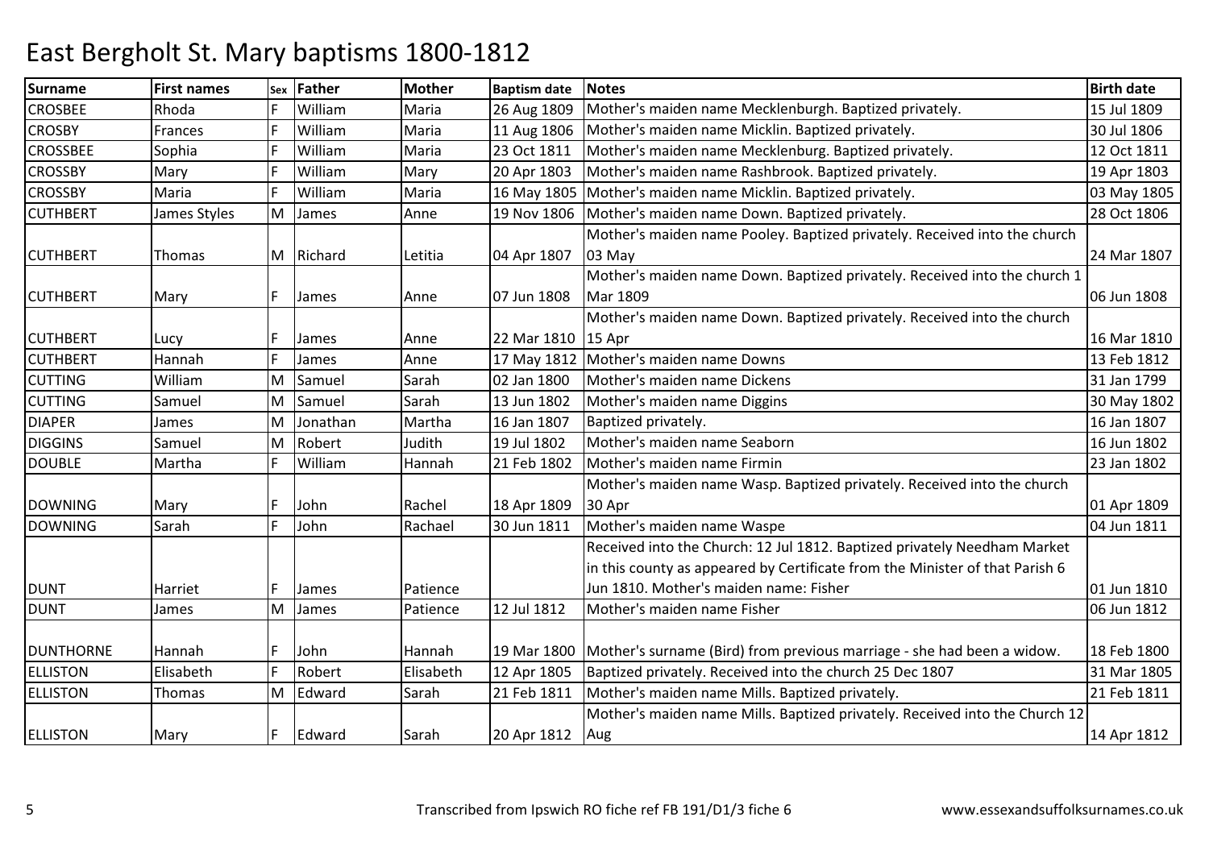# East Bergholt St. Mary baptisms 1800-1812

| Surname | First names | Sex | Father | Mother | Baptism date | Notes | Birth date |
|---|---|---|---|---|---|---|---|
| CROSBEE | Rhoda | F | William | Maria | 26 Aug 1809 | Mother's maiden name Mecklenburgh. Baptized privately. | 15 Jul 1809 |
| CROSBY | Frances | F | William | Maria | 11 Aug 1806 | Mother's maiden name Micklin. Baptized privately. | 30 Jul 1806 |
| CROSSBEE | Sophia | F | William | Maria | 23 Oct 1811 | Mother's maiden name Mecklenburg. Baptized privately. | 12 Oct 1811 |
| CROSSBY | Mary | F | William | Mary | 20 Apr 1803 | Mother's maiden name Rashbrook. Baptized privately. | 19 Apr 1803 |
| CROSSBY | Maria | F | William | Maria | 16 May 1805 | Mother's maiden name Micklin. Baptized privately. | 03 May 1805 |
| CUTHBERT | James Styles | M | James | Anne | 19 Nov 1806 | Mother's maiden name Down. Baptized privately. | 28 Oct 1806 |
| CUTHBERT | Thomas | M | Richard | Letitia | 04 Apr 1807 | Mother's maiden name Pooley. Baptized privately. Received into the church 03 May | 24 Mar 1807 |
| CUTHBERT | Mary | F | James | Anne | 07 Jun 1808 | Mother's maiden name Down. Baptized privately. Received into the church 1 Mar 1809 | 06 Jun 1808 |
| CUTHBERT | Lucy | F | James | Anne | 22 Mar 1810 | Mother's maiden name Down. Baptized privately. Received into the church 15 Apr | 16 Mar 1810 |
| CUTHBERT | Hannah | F | James | Anne | 17 May 1812 | Mother's maiden name Downs | 13 Feb 1812 |
| CUTTING | William | M | Samuel | Sarah | 02 Jan 1800 | Mother's maiden name Dickens | 31 Jan 1799 |
| CUTTING | Samuel | M | Samuel | Sarah | 13 Jun 1802 | Mother's maiden name Diggins | 30 May 1802 |
| DIAPER | James | M | Jonathan | Martha | 16 Jan 1807 | Baptized privately. | 16 Jan 1807 |
| DIGGINS | Samuel | M | Robert | Judith | 19 Jul 1802 | Mother's maiden name Seaborn | 16 Jun 1802 |
| DOUBLE | Martha | F | William | Hannah | 21 Feb 1802 | Mother's maiden name Firmin | 23 Jan 1802 |
| DOWNING | Mary | F | John | Rachel | 18 Apr 1809 | Mother's maiden name Wasp. Baptized privately. Received into the church 30 Apr | 01 Apr 1809 |
| DOWNING | Sarah | F | John | Rachael | 30 Jun 1811 | Mother's maiden name Waspe | 04 Jun 1811 |
| DUNT | Harriet | F | James | Patience | | Received into the Church: 12 Jul 1812. Baptized privately Needham Market in this county as appeared by Certificate from the Minister of that Parish 6 Jun 1810. Mother's maiden name: Fisher | 01 Jun 1810 |
| DUNT | James | M | James | Patience | 12 Jul 1812 | Mother's maiden name Fisher | 06 Jun 1812 |
| DUNTHORNE | Hannah | F | John | Hannah | 19 Mar 1800 | Mother's surname (Bird) from previous marriage - she had been a widow. | 18 Feb 1800 |
| ELLISTON | Elisabeth | F | Robert | Elisabeth | 12 Apr 1805 | Baptized privately. Received into the church 25 Dec 1807 | 31 Mar 1805 |
| ELLISTON | Thomas | M | Edward | Sarah | 21 Feb 1811 | Mother's maiden name Mills. Baptized privately. | 21 Feb 1811 |
| ELLISTON | Mary | F | Edward | Sarah | 20 Apr 1812 | Mother's maiden name Mills. Baptized privately. Received into the Church 12 Aug | 14 Apr 1812 |

Transcribed from Ipswich RO fiche ref FB 191/D1/3 fiche 6 www.essexandsuffolksurnames.co.uk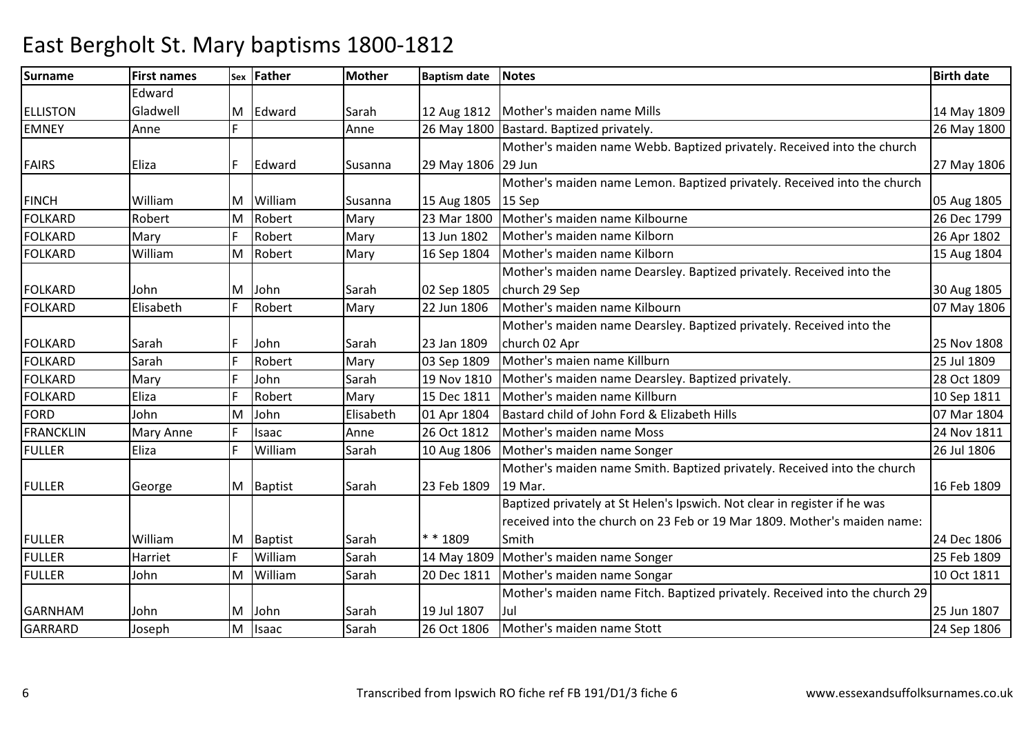# East Bergholt St. Mary baptisms 1800-1812

| Surname | First names | Sex | Father | Mother | Baptism date | Notes | Birth date |
|---|---|---|---|---|---|---|---|
| ELLISTON | Edward Gladwell | M | Edward | Sarah | 12 Aug 1812 | Mother's maiden name Mills | 14 May 1809 |
| EMNEY | Anne | F | | Anne | 26 May 1800 | Bastard. Baptized privately. | 26 May 1800 |
| FAIRS | Eliza | F | Edward | Susanna | 29 May 1806 | Mother's maiden name Webb. Baptized privately. Received into the church 29 Jun | 27 May 1806 |
| FINCH | William | M | William | Susanna | 15 Aug 1805 | Mother's maiden name Lemon. Baptized privately. Received into the church 15 Sep | 05 Aug 1805 |
| FOLKARD | Robert | M | Robert | Mary | 23 Mar 1800 | Mother's maiden name Kilbourne | 26 Dec 1799 |
| FOLKARD | Mary | F | Robert | Mary | 13 Jun 1802 | Mother's maiden name Kilborn | 26 Apr 1802 |
| FOLKARD | William | M | Robert | Mary | 16 Sep 1804 | Mother's maiden name Kilborn | 15 Aug 1804 |
| FOLKARD | John | M | John | Sarah | 02 Sep 1805 | Mother's maiden name Dearsley. Baptized privately. Received into the church 29 Sep | 30 Aug 1805 |
| FOLKARD | Elisabeth | F | Robert | Mary | 22 Jun 1806 | Mother's maiden name Kilbourn | 07 May 1806 |
| FOLKARD | Sarah | F | John | Sarah | 23 Jan 1809 | Mother's maiden name Dearsley. Baptized privately. Received into the church 02 Apr | 25 Nov 1808 |
| FOLKARD | Sarah | F | Robert | Mary | 03 Sep 1809 | Mother's maien name Killburn | 25 Jul 1809 |
| FOLKARD | Mary | F | John | Sarah | 19 Nov 1810 | Mother's maiden name Dearsley. Baptized privately. | 28 Oct 1809 |
| FOLKARD | Eliza | F | Robert | Mary | 15 Dec 1811 | Mother's maiden name Killburn | 10 Sep 1811 |
| FORD | John | M | John | Elisabeth | 01 Apr 1804 | Bastard child of John Ford & Elizabeth Hills | 07 Mar 1804 |
| FRANCKLIN | Mary Anne | F | Isaac | Anne | 26 Oct 1812 | Mother's maiden name Moss | 24 Nov 1811 |
| FULLER | Eliza | F | William | Sarah | 10 Aug 1806 | Mother's maiden name Songer | 26 Jul 1806 |
| FULLER | George | M | Baptist | Sarah | 23 Feb 1809 | Mother's maiden name Smith. Baptized privately. Received into the church 19 Mar. | 16 Feb 1809 |
| FULLER | William | M | Baptist | Sarah | * * 1809 | Baptized privately at St Helen's Ipswich. Not clear in register if he was received into the church on 23 Feb or 19 Mar 1809. Mother's maiden name: Smith | 24 Dec 1806 |
| FULLER | Harriet | F | William | Sarah | 14 May 1809 | Mother's maiden name Songer | 25 Feb 1809 |
| FULLER | John | M | William | Sarah | 20 Dec 1811 | Mother's maiden name Songar | 10 Oct 1811 |
| GARNHAM | John | M | John | Sarah | 19 Jul 1807 | Mother's maiden name Fitch. Baptized privately. Received into the church 29 Jul | 25 Jun 1807 |
| GARRARD | Joseph | M | Isaac | Sarah | 26 Oct 1806 | Mother's maiden name Stott | 24 Sep 1806 |

Transcribed from Ipswich RO fiche ref FB 191/D1/3 fiche 6 www.essexandsuffolksurnames.co.uk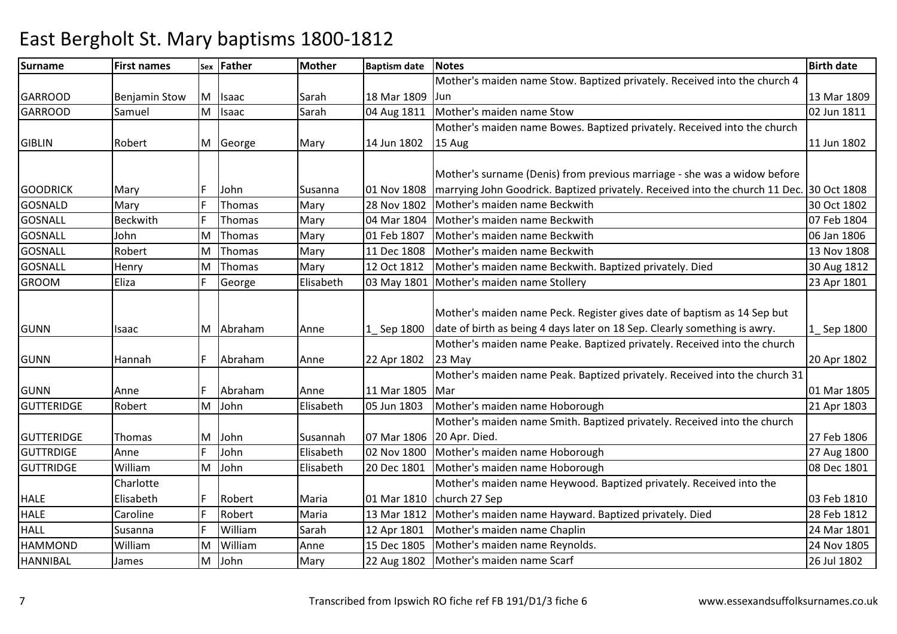# East Bergholt St. Mary baptisms 1800-1812

| Surname | First names | Sex | Father | Mother | Baptism date | Notes | Birth date |
|---|---|---|---|---|---|---|---|
| GARROOD | Benjamin Stow | M | Isaac | Sarah | 18 Mar 1809 | Mother's maiden name Stow. Baptized privately. Received into the church 4 Jun | 13 Mar 1809 |
| GARROOD | Samuel | M | Isaac | Sarah | 04 Aug 1811 | Mother's maiden name Stow | 02 Jun 1811 |
| GIBLIN | Robert | M | George | Mary | 14 Jun 1802 | Mother's maiden name Bowes. Baptized privately. Received into the church 15 Aug | 11 Jun 1802 |
| GOODRICK | Mary | F | John | Susanna | 01 Nov 1808 | Mother's surname (Denis) from previous marriage - she was a widow before marrying John Goodrick. Baptized privately. Received into the church 11 Dec. | 30 Oct 1808 |
| GOSNALD | Mary | F | Thomas | Mary | 28 Nov 1802 | Mother's maiden name Beckwith | 30 Oct 1802 |
| GOSNALL | Beckwith | F | Thomas | Mary | 04 Mar 1804 | Mother's maiden name Beckwith | 07 Feb 1804 |
| GOSNALL | John | M | Thomas | Mary | 01 Feb 1807 | Mother's maiden name Beckwith | 06 Jan 1806 |
| GOSNALL | Robert | M | Thomas | Mary | 11 Dec 1808 | Mother's maiden name Beckwith | 13 Nov 1808 |
| GOSNALL | Henry | M | Thomas | Mary | 12 Oct 1812 | Mother's maiden name Beckwith. Baptized privately. Died | 30 Aug 1812 |
| GROOM | Eliza | F | George | Elisabeth | 03 May 1801 | Mother's maiden name Stollery | 23 Apr 1801 |
| GUNN | Isaac | M | Abraham | Anne | 1_ Sep 1800 | Mother's maiden name Peck. Register gives date of baptism as 14 Sep but date of birth as being 4 days later on 18 Sep. Clearly something is awry. | 1_ Sep 1800 |
| GUNN | Hannah | F | Abraham | Anne | 22 Apr 1802 | Mother's maiden name Peake. Baptized privately. Received into the church 23 May | 20 Apr 1802 |
| GUNN | Anne | F | Abraham | Anne | 11 Mar 1805 | Mother's maiden name Peak. Baptized privately. Received into the church 31 Mar | 01 Mar 1805 |
| GUTTERIDGE | Robert | M | John | Elisabeth | 05 Jun 1803 | Mother's maiden name Hoborough | 21 Apr 1803 |
| GUTTERIDGE | Thomas | M | John | Susannah | 07 Mar 1806 | Mother's maiden name Smith. Baptized privately. Received into the church 20 Apr. Died. | 27 Feb 1806 |
| GUTTRDIGE | Anne | F | John | Elisabeth | 02 Nov 1800 | Mother's maiden name Hoborough | 27 Aug 1800 |
| GUTTRIDGE | William | M | John | Elisabeth | 20 Dec 1801 | Mother's maiden name Hoborough | 08 Dec 1801 |
| HALE | Charlotte Elisabeth | F | Robert | Maria | 01 Mar 1810 | Mother's maiden name Heywood. Baptized privately. Received into the church 27 Sep | 03 Feb 1810 |
| HALE | Caroline | F | Robert | Maria | 13 Mar 1812 | Mother's maiden name Hayward. Baptized privately. Died | 28 Feb 1812 |
| HALL | Susanna | F | William | Sarah | 12 Apr 1801 | Mother's maiden name Chaplin | 24 Mar 1801 |
| HAMMOND | William | M | William | Anne | 15 Dec 1805 | Mother's maiden name Reynolds. | 24 Nov 1805 |
| HANNIBAL | James | M | John | Mary | 22 Aug 1802 | Mother's maiden name Scarf | 26 Jul 1802 |

Transcribed from Ipswich RO fiche ref FB 191/D1/3 fiche 6 www.essexandsuffolksurnames.co.uk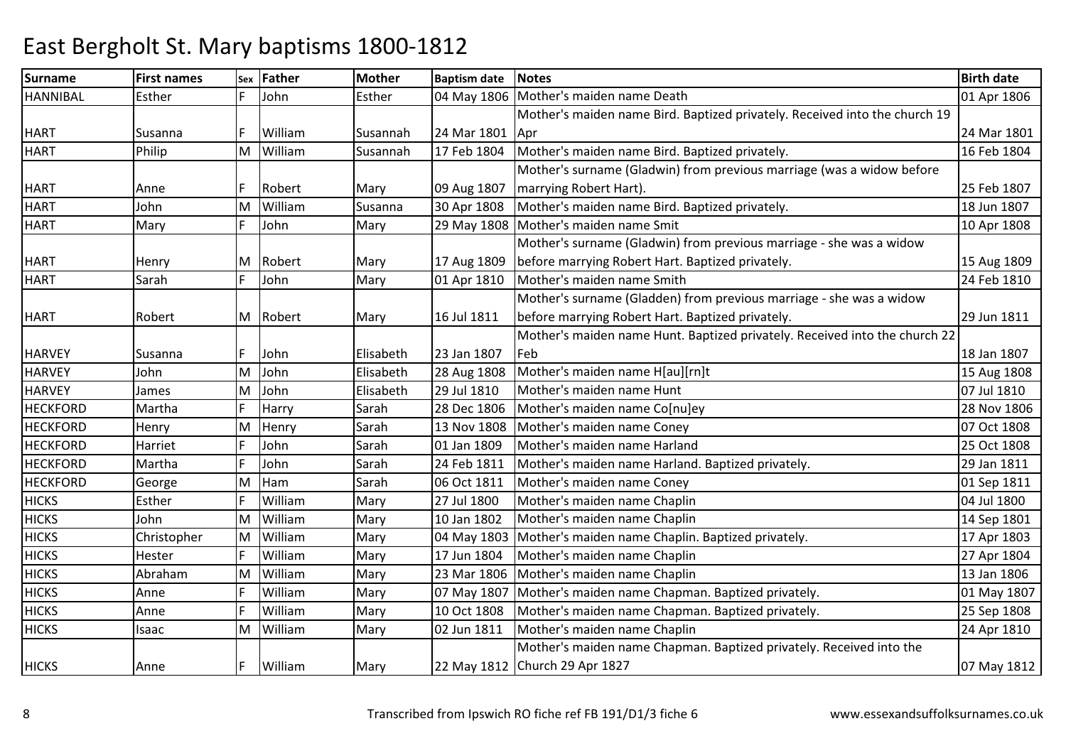# East Bergholt St. Mary baptisms 1800-1812

| Surname | First names | Sex | Father | Mother | Baptism date | Notes | Birth date |
|---|---|---|---|---|---|---|---|
| HANNIBAL | Esther | F | John | Esther | 04 May 1806 | Mother's maiden name Death | 01 Apr 1806 |
| HART | Susanna | F | William | Susannah | 24 Mar 1801 | Mother's maiden name Bird. Baptized privately. Received into the church 19 Apr | 24 Mar 1801 |
| HART | Philip | M | William | Susannah | 17 Feb 1804 | Mother's maiden name Bird. Baptized privately. | 16 Feb 1804 |
| HART | Anne | F | Robert | Mary | 09 Aug 1807 | Mother's surname (Gladwin) from previous marriage (was a widow before marrying Robert Hart). | 25 Feb 1807 |
| HART | John | M | William | Susanna | 30 Apr 1808 | Mother's maiden name Bird. Baptized privately. | 18 Jun 1807 |
| HART | Mary | F | John | Mary | 29 May 1808 | Mother's maiden name Smit | 10 Apr 1808 |
| HART | Henry | M | Robert | Mary | 17 Aug 1809 | Mother's surname (Gladwin) from previous marriage - she was a widow before marrying Robert Hart. Baptized privately. | 15 Aug 1809 |
| HART | Sarah | F | John | Mary | 01 Apr 1810 | Mother's maiden name Smith | 24 Feb 1810 |
| HART | Robert | M | Robert | Mary | 16 Jul 1811 | Mother's surname (Gladden) from previous marriage - she was a widow before marrying Robert Hart. Baptized privately. | 29 Jun 1811 |
| HARVEY | Susanna | F | John | Elisabeth | 23 Jan 1807 | Mother's maiden name Hunt. Baptized privately. Received into the church 22 Feb | 18 Jan 1807 |
| HARVEY | John | M | John | Elisabeth | 28 Aug 1808 | Mother's maiden name H[au][rn]t | 15 Aug 1808 |
| HARVEY | James | M | John | Elisabeth | 29 Jul 1810 | Mother's maiden name Hunt | 07 Jul 1810 |
| HECKFORD | Martha | F | Harry | Sarah | 28 Dec 1806 | Mother's maiden name Co[nu]ey | 28 Nov 1806 |
| HECKFORD | Henry | M | Henry | Sarah | 13 Nov 1808 | Mother's maiden name Coney | 07 Oct 1808 |
| HECKFORD | Harriet | F | John | Sarah | 01 Jan 1809 | Mother's maiden name Harland | 25 Oct 1808 |
| HECKFORD | Martha | F | John | Sarah | 24 Feb 1811 | Mother's maiden name Harland. Baptized privately. | 29 Jan 1811 |
| HECKFORD | George | M | Ham | Sarah | 06 Oct 1811 | Mother's maiden name Coney | 01 Sep 1811 |
| HICKS | Esther | F | William | Mary | 27 Jul 1800 | Mother's maiden name Chaplin | 04 Jul 1800 |
| HICKS | John | M | William | Mary | 10 Jan 1802 | Mother's maiden name Chaplin | 14 Sep 1801 |
| HICKS | Christopher | M | William | Mary | 04 May 1803 | Mother's maiden name Chaplin. Baptized privately. | 17 Apr 1803 |
| HICKS | Hester | F | William | Mary | 17 Jun 1804 | Mother's maiden name Chaplin | 27 Apr 1804 |
| HICKS | Abraham | M | William | Mary | 23 Mar 1806 | Mother's maiden name Chaplin | 13 Jan 1806 |
| HICKS | Anne | F | William | Mary | 07 May 1807 | Mother's maiden name Chapman. Baptized privately. | 01 May 1807 |
| HICKS | Anne | F | William | Mary | 10 Oct 1808 | Mother's maiden name Chapman. Baptized privately. | 25 Sep 1808 |
| HICKS | Isaac | M | William | Mary | 02 Jun 1811 | Mother's maiden name Chaplin | 24 Apr 1810 |
| HICKS | Anne | F | William | Mary | 22 May 1812 | Mother's maiden name Chapman. Baptized privately. Received into the Church 29 Apr 1827 | 07 May 1812 |

Transcribed from Ipswich RO fiche ref FB 191/D1/3 fiche 6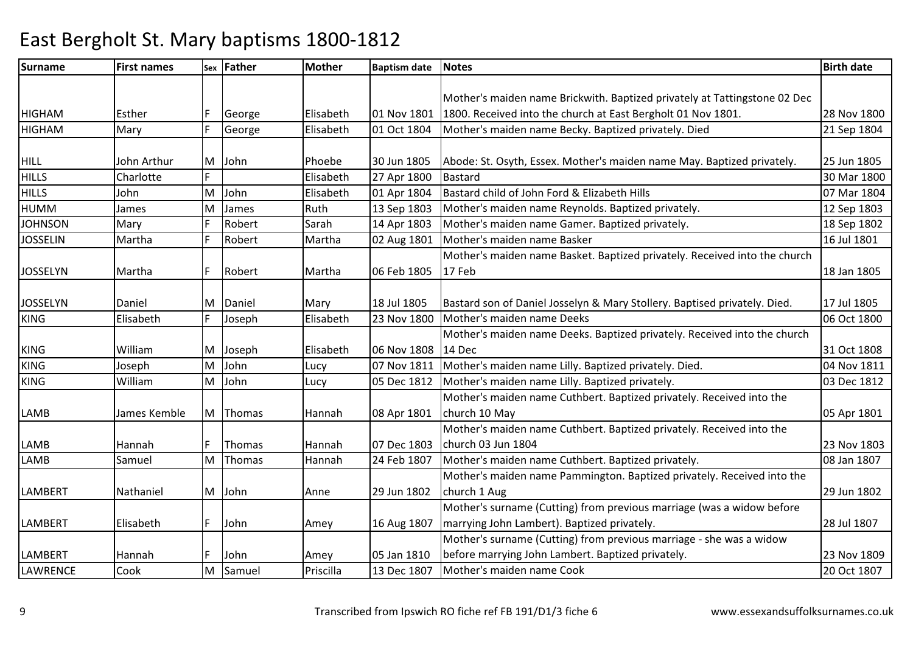# East Bergholt St. Mary baptisms 1800-1812

| Surname | First names | Sex | Father | Mother | Baptism date | Notes | Birth date |
|---|---|---|---|---|---|---|---|
| HIGHAM | Esther | F | George | Elisabeth | 01 Nov 1801 | Mother's maiden name Brickwith. Baptized privately at Tattingstone 02 Dec 1800. Received into the church at East Bergholt 01 Nov 1801. | 28 Nov 1800 |
| HIGHAM | Mary | F | George | Elisabeth | 01 Oct 1804 | Mother's maiden name Becky. Baptized privately. Died | 21 Sep 1804 |
| HILL | John Arthur | M | John | Phoebe | 30 Jun 1805 | Abode: St. Osyth, Essex. Mother's maiden name May. Baptized privately. | 25 Jun 1805 |
| HILLS | Charlotte | F | | Elisabeth | 27 Apr 1800 | Bastard | 30 Mar 1800 |
| HILLS | John | M | John | Elisabeth | 01 Apr 1804 | Bastard child of John Ford & Elizabeth Hills | 07 Mar 1804 |
| HUMM | James | M | James | Ruth | 13 Sep 1803 | Mother's maiden name Reynolds. Baptized privately. | 12 Sep 1803 |
| JOHNSON | Mary | F | Robert | Sarah | 14 Apr 1803 | Mother's maiden name Gamer. Baptized privately. | 18 Sep 1802 |
| JOSSELIN | Martha | F | Robert | Martha | 02 Aug 1801 | Mother's maiden name Basker | 16 Jul 1801 |
| JOSSELYN | Martha | F | Robert | Martha | 06 Feb 1805 | Mother's maiden name Basket. Baptized privately. Received into the church 17 Feb | 18 Jan 1805 |
| JOSSELYN | Daniel | M | Daniel | Mary | 18 Jul 1805 | Bastard son of Daniel Josselyn & Mary Stollery. Baptised privately. Died. | 17 Jul 1805 |
| KING | Elisabeth | F | Joseph | Elisabeth | 23 Nov 1800 | Mother's maiden name Deeks | 06 Oct 1800 |
| KING | William | M | Joseph | Elisabeth | 06 Nov 1808 | Mother's maiden name Deeks. Baptized privately. Received into the church 14 Dec | 31 Oct 1808 |
| KING | Joseph | M | John | Lucy | 07 Nov 1811 | Mother's maiden name Lilly. Baptized privately. Died. | 04 Nov 1811 |
| KING | William | M | John | Lucy | 05 Dec 1812 | Mother's maiden name Lilly. Baptized privately. | 03 Dec 1812 |
| LAMB | James Kemble | M | Thomas | Hannah | 08 Apr 1801 | Mother's maiden name Cuthbert. Baptized privately. Received into the church 10 May | 05 Apr 1801 |
| LAMB | Hannah | F | Thomas | Hannah | 07 Dec 1803 | Mother's maiden name Cuthbert. Baptized privately. Received into the church 03 Jun 1804 | 23 Nov 1803 |
| LAMB | Samuel | M | Thomas | Hannah | 24 Feb 1807 | Mother's maiden name Cuthbert. Baptized privately. | 08 Jan 1807 |
| LAMBERT | Nathaniel | M | John | Anne | 29 Jun 1802 | Mother's maiden name Pammington. Baptized privately. Received into the church 1 Aug | 29 Jun 1802 |
| LAMBERT | Elisabeth | F | John | Amey | 16 Aug 1807 | Mother's surname (Cutting) from previous marriage (was a widow before marrying John Lambert). Baptized privately. | 28 Jul 1807 |
| LAMBERT | Hannah | F | John | Amey | 05 Jan 1810 | Mother's surname (Cutting) from previous marriage - she was a widow before marrying John Lambert. Baptized privately. | 23 Nov 1809 |
| LAWRENCE | Cook | M | Samuel | Priscilla | 13 Dec 1807 | Mother's maiden name Cook | 20 Oct 1807 |

Transcribed from Ipswich RO fiche ref FB 191/D1/3 fiche 6 — www.essexandsuffolksurnames.co.uk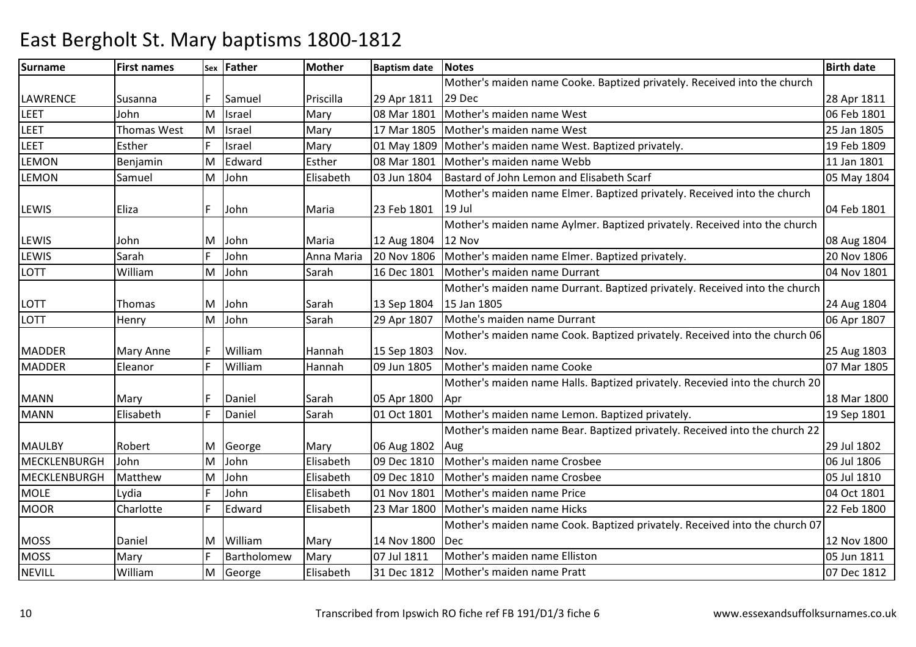# East Bergholt St. Mary baptisms 1800-1812

| Surname | First names | Sex | Father | Mother | Baptism date | Notes | Birth date |
|---|---|---|---|---|---|---|---|
| LAWRENCE | Susanna | F | Samuel | Priscilla | 29 Apr 1811 | Mother's maiden name Cooke. Baptized privately. Received into the church 29 Dec | 28 Apr 1811 |
| LEET | John | M | Israel | Mary | 08 Mar 1801 | Mother's maiden name West | 06 Feb 1801 |
| LEET | Thomas West | M | Israel | Mary | 17 Mar 1805 | Mother's maiden name West | 25 Jan 1805 |
| LEET | Esther | F | Israel | Mary | 01 May 1809 | Mother's maiden name West. Baptized privately. | 19 Feb 1809 |
| LEMON | Benjamin | M | Edward | Esther | 08 Mar 1801 | Mother's maiden name Webb | 11 Jan 1801 |
| LEMON | Samuel | M | John | Elisabeth | 03 Jun 1804 | Bastard of John Lemon and Elisabeth Scarf | 05 May 1804 |
| LEWIS | Eliza | F | John | Maria | 23 Feb 1801 | Mother's maiden name Elmer. Baptized privately. Received into the church 19 Jul | 04 Feb 1801 |
| LEWIS | John | M | John | Maria | 12 Aug 1804 | Mother's maiden name Aylmer. Baptized privately. Received into the church 12 Nov | 08 Aug 1804 |
| LEWIS | Sarah | F | John | Anna Maria | 20 Nov 1806 | Mother's maiden name Elmer. Baptized privately. | 20 Nov 1806 |
| LOTT | William | M | John | Sarah | 16 Dec 1801 | Mother's maiden name Durrant | 04 Nov 1801 |
| LOTT | Thomas | M | John | Sarah | 13 Sep 1804 | Mother's maiden name Durrant. Baptized privately. Received into the church 15 Jan 1805 | 24 Aug 1804 |
| LOTT | Henry | M | John | Sarah | 29 Apr 1807 | Mothe's maiden name Durrant | 06 Apr 1807 |
| MADDER | Mary Anne | F | William | Hannah | 15 Sep 1803 | Mother's maiden name Cook. Baptized privately. Received into the church 06 Nov. | 25 Aug 1803 |
| MADDER | Eleanor | F | William | Hannah | 09 Jun 1805 | Mother's maiden name Cooke | 07 Mar 1805 |
| MANN | Mary | F | Daniel | Sarah | 05 Apr 1800 | Mother's maiden name Halls. Baptized privately. Recevied into the church 20 Apr | 18 Mar 1800 |
| MANN | Elisabeth | F | Daniel | Sarah | 01 Oct 1801 | Mother's maiden name Lemon. Baptized privately. | 19 Sep 1801 |
| MAULBY | Robert | M | George | Mary | 06 Aug 1802 | Mother's maiden name Bear. Baptized privately. Received into the church 22 Aug | 29 Jul 1802 |
| MECKLENBURGH | John | M | John | Elisabeth | 09 Dec 1810 | Mother's maiden name Crosbee | 06 Jul 1806 |
| MECKLENBURGH | Matthew | M | John | Elisabeth | 09 Dec 1810 | Mother's maiden name Crosbee | 05 Jul 1810 |
| MOLE | Lydia | F | John | Elisabeth | 01 Nov 1801 | Mother's maiden name Price | 04 Oct 1801 |
| MOOR | Charlotte | F | Edward | Elisabeth | 23 Mar 1800 | Mother's maiden name Hicks | 22 Feb 1800 |
| MOSS | Daniel | M | William | Mary | 14 Nov 1800 | Mother's maiden name Cook. Baptized privately. Received into the church 07 Dec | 12 Nov 1800 |
| MOSS | Mary | F | Bartholomew | Mary | 07 Jul 1811 | Mother's maiden name Elliston | 05 Jun 1811 |
| NEVILL | William | M | George | Elisabeth | 31 Dec 1812 | Mother's maiden name Pratt | 07 Dec 1812 |

Transcribed from Ipswich RO fiche ref FB 191/D1/3 fiche 6 www.essexandsuffolksurnames.co.uk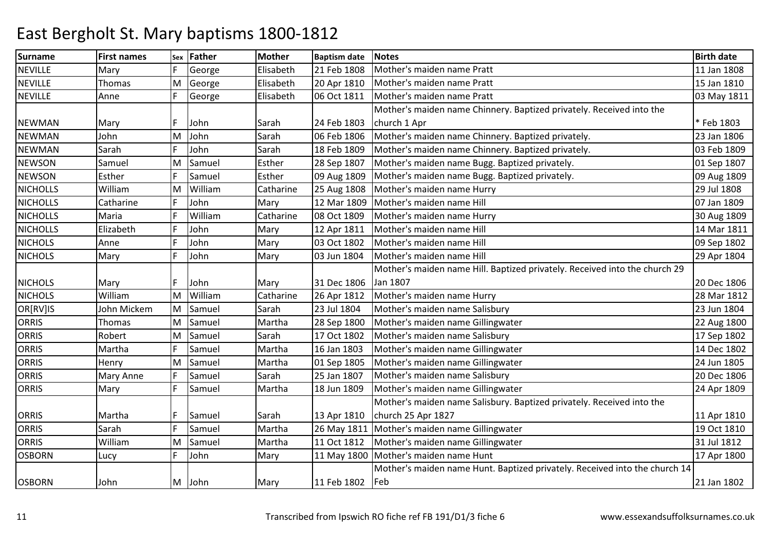# East Bergholt St. Mary baptisms 1800-1812

| Surname | First names | Sex | Father | Mother | Baptism date | Notes | Birth date |
|---|---|---|---|---|---|---|---|
| NEVILLE | Mary | F | George | Elisabeth | 21 Feb 1808 | Mother's maiden name Pratt | 11 Jan 1808 |
| NEVILLE | Thomas | M | George | Elisabeth | 20 Apr 1810 | Mother's maiden name Pratt | 15 Jan 1810 |
| NEVILLE | Anne | F | George | Elisabeth | 06 Oct 1811 | Mother's maiden name Pratt | 03 May 1811 |
| NEWMAN | Mary | F | John | Sarah | 24 Feb 1803 | Mother's maiden name Chinnery. Baptized privately. Received into the church 1 Apr | * Feb 1803 |
| NEWMAN | John | M | John | Sarah | 06 Feb 1806 | Mother's maiden name Chinnery. Baptized privately. | 23 Jan 1806 |
| NEWMAN | Sarah | F | John | Sarah | 18 Feb 1809 | Mother's maiden name Chinnery. Baptized privately. | 03 Feb 1809 |
| NEWSON | Samuel | M | Samuel | Esther | 28 Sep 1807 | Mother's maiden name Bugg. Baptized privately. | 01 Sep 1807 |
| NEWSON | Esther | F | Samuel | Esther | 09 Aug 1809 | Mother's maiden name Bugg. Baptized privately. | 09 Aug 1809 |
| NICHOLLS | William | M | William | Catharine | 25 Aug 1808 | Mother's maiden name Hurry | 29 Jul 1808 |
| NICHOLLS | Catharine | F | John | Mary | 12 Mar 1809 | Mother's maiden name Hill | 07 Jan 1809 |
| NICHOLLS | Maria | F | William | Catharine | 08 Oct 1809 | Mother's maiden name Hurry | 30 Aug 1809 |
| NICHOLLS | Elizabeth | F | John | Mary | 12 Apr 1811 | Mother's maiden name Hill | 14 Mar 1811 |
| NICHOLS | Anne | F | John | Mary | 03 Oct 1802 | Mother's maiden name Hill | 09 Sep 1802 |
| NICHOLS | Mary | F | John | Mary | 03 Jun 1804 | Mother's maiden name Hill | 29 Apr 1804 |
| NICHOLS | Mary | F | John | Mary | 31 Dec 1806 | Mother's maiden name Hill. Baptized privately. Received into the church 29 Jan 1807 | 20 Dec 1806 |
| NICHOLS | William | M | William | Catharine | 26 Apr 1812 | Mother's maiden name Hurry | 28 Mar 1812 |
| OR[RV]IS | John Mickem | M | Samuel | Sarah | 23 Jul 1804 | Mother's maiden name Salisbury | 23 Jun 1804 |
| ORRIS | Thomas | M | Samuel | Martha | 28 Sep 1800 | Mother's maiden name Gillingwater | 22 Aug 1800 |
| ORRIS | Robert | M | Samuel | Sarah | 17 Oct 1802 | Mother's maiden name Salisbury | 17 Sep 1802 |
| ORRIS | Martha | F | Samuel | Martha | 16 Jan 1803 | Mother's maiden name Gillingwater | 14 Dec 1802 |
| ORRIS | Henry | M | Samuel | Martha | 01 Sep 1805 | Mother's maiden name Gillingwater | 24 Jun 1805 |
| ORRIS | Mary Anne | F | Samuel | Sarah | 25 Jan 1807 | Mother's maiden name Salisbury | 20 Dec 1806 |
| ORRIS | Mary | F | Samuel | Martha | 18 Jun 1809 | Mother's maiden name Gillingwater | 24 Apr 1809 |
| ORRIS | Martha | F | Samuel | Sarah | 13 Apr 1810 | Mother's maiden name Salisbury. Baptized privately. Received into the church 25 Apr 1827 | 11 Apr 1810 |
| ORRIS | Sarah | F | Samuel | Martha | 26 May 1811 | Mother's maiden name Gillingwater | 19 Oct 1810 |
| ORRIS | William | M | Samuel | Martha | 11 Oct 1812 | Mother's maiden name Gillingwater | 31 Jul 1812 |
| OSBORN | Lucy | F | John | Mary | 11 May 1800 | Mother's maiden name Hunt | 17 Apr 1800 |
| OSBORN | John | M | John | Mary | 11 Feb 1802 | Mother's maiden name Hunt. Baptized privately. Received into the church 14 Feb | 21 Jan 1802 |

Transcribed from Ipswich RO fiche ref FB 191/D1/3 fiche 6 www.essexandsuffolksurnames.co.uk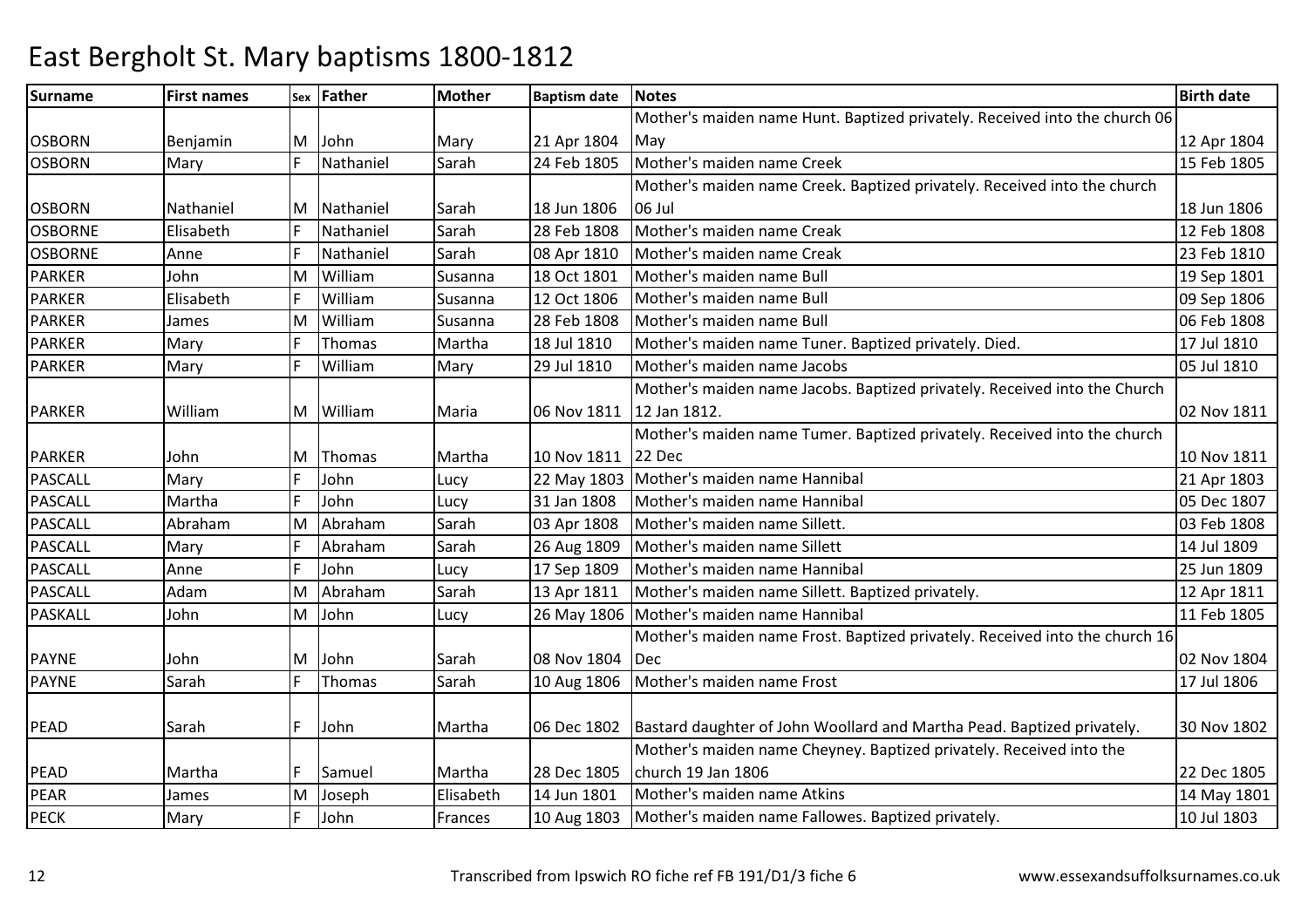# East Bergholt St. Mary baptisms 1800-1812

| Surname | First names | Sex | Father | Mother | Baptism date | Notes | Birth date |
|---|---|---|---|---|---|---|---|
| OSBORN | Benjamin | M | John | Mary | 21 Apr 1804 | Mother's maiden name Hunt. Baptized privately. Received into the church 06 May | 12 Apr 1804 |
| OSBORN | Mary | F | Nathaniel | Sarah | 24 Feb 1805 | Mother's maiden name Creek | 15 Feb 1805 |
| OSBORN | Nathaniel | M | Nathaniel | Sarah | 18 Jun 1806 | Mother's maiden name Creek. Baptized privately. Received into the church 06 Jul | 18 Jun 1806 |
| OSBORNE | Elisabeth | F | Nathaniel | Sarah | 28 Feb 1808 | Mother's maiden name Creak | 12 Feb 1808 |
| OSBORNE | Anne | F | Nathaniel | Sarah | 08 Apr 1810 | Mother's maiden name Creak | 23 Feb 1810 |
| PARKER | John | M | William | Susanna | 18 Oct 1801 | Mother's maiden name Bull | 19 Sep 1801 |
| PARKER | Elisabeth | F | William | Susanna | 12 Oct 1806 | Mother's maiden name Bull | 09 Sep 1806 |
| PARKER | James | M | William | Susanna | 28 Feb 1808 | Mother's maiden name Bull | 06 Feb 1808 |
| PARKER | Mary | F | Thomas | Martha | 18 Jul 1810 | Mother's maiden name Tuner. Baptized privately. Died. | 17 Jul 1810 |
| PARKER | Mary | F | William | Mary | 29 Jul 1810 | Mother's maiden name Jacobs | 05 Jul 1810 |
| PARKER | William | M | William | Maria | 06 Nov 1811 | Mother's maiden name Jacobs. Baptized privately. Received into the Church 12 Jan 1812. | 02 Nov 1811 |
| PARKER | John | M | Thomas | Martha | 10 Nov 1811 | Mother's maiden name Tumer. Baptized privately. Received into the church 22 Dec | 10 Nov 1811 |
| PASCALL | Mary | F | John | Lucy | 22 May 1803 | Mother's maiden name Hannibal | 21 Apr 1803 |
| PASCALL | Martha | F | John | Lucy | 31 Jan 1808 | Mother's maiden name Hannibal | 05 Dec 1807 |
| PASCALL | Abraham | M | Abraham | Sarah | 03 Apr 1808 | Mother's maiden name Sillett. | 03 Feb 1808 |
| PASCALL | Mary | F | Abraham | Sarah | 26 Aug 1809 | Mother's maiden name Sillett | 14 Jul 1809 |
| PASCALL | Anne | F | John | Lucy | 17 Sep 1809 | Mother's maiden name Hannibal | 25 Jun 1809 |
| PASCALL | Adam | M | Abraham | Sarah | 13 Apr 1811 | Mother's maiden name Sillett. Baptized privately. | 12 Apr 1811 |
| PASKALL | John | M | John | Lucy | 26 May 1806 | Mother's maiden name Hannibal | 11 Feb 1805 |
| PAYNE | John | M | John | Sarah | 08 Nov 1804 | Mother's maiden name Frost. Baptized privately. Received into the church 16 Dec | 02 Nov 1804 |
| PAYNE | Sarah | F | Thomas | Sarah | 10 Aug 1806 | Mother's maiden name Frost | 17 Jul 1806 |
| PEAD | Sarah | F | John | Martha | 06 Dec 1802 | Bastard daughter of John Woollard and Martha Pead. Baptized privately. | 30 Nov 1802 |
| PEAD | Martha | F | Samuel | Martha | 28 Dec 1805 | Mother's maiden name Cheyney. Baptized privately. Received into the church 19 Jan 1806 | 22 Dec 1805 |
| PEAR | James | M | Joseph | Elisabeth | 14 Jun 1801 | Mother's maiden name Atkins | 14 May 1801 |
| PECK | Mary | F | John | Frances | 10 Aug 1803 | Mother's maiden name Fallowes. Baptized privately. | 10 Jul 1803 |

Transcribed from Ipswich RO fiche ref FB 191/D1/3 fiche 6 www.essexandsuffolksurnames.co.uk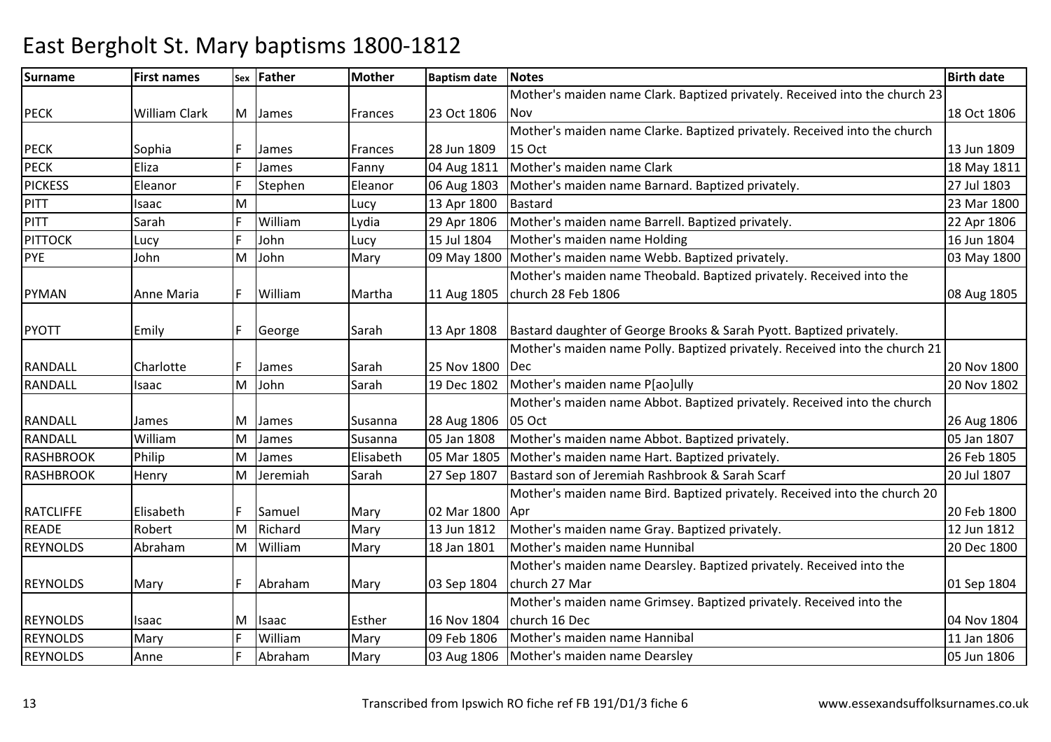# East Bergholt St. Mary baptisms 1800-1812

| Surname | First names | Sex | Father | Mother | Baptism date | Notes | Birth date |
|---|---|---|---|---|---|---|---|
| PECK | William Clark | M | James | Frances | 23 Oct 1806 | Mother's maiden name Clark. Baptized privately. Received into the church 23 Nov | 18 Oct 1806 |
| PECK | Sophia | F | James | Frances | 28 Jun 1809 | Mother's maiden name Clarke. Baptized privately. Received into the church 15 Oct | 13 Jun 1809 |
| PECK | Eliza | F | James | Fanny | 04 Aug 1811 | Mother's maiden name Clark | 18 May 1811 |
| PICKESS | Eleanor | F | Stephen | Eleanor | 06 Aug 1803 | Mother's maiden name Barnard. Baptized privately. | 27 Jul 1803 |
| PITT | Isaac | M | | Lucy | 13 Apr 1800 | Bastard | 23 Mar 1800 |
| PITT | Sarah | F | William | Lydia | 29 Apr 1806 | Mother's maiden name Barrell. Baptized privately. | 22 Apr 1806 |
| PITTOCK | Lucy | F | John | Lucy | 15 Jul 1804 | Mother's maiden name Holding | 16 Jun 1804 |
| PYE | John | M | John | Mary | 09 May 1800 | Mother's maiden name Webb. Baptized privately. | 03 May 1800 |
| PYMAN | Anne Maria | F | William | Martha | 11 Aug 1805 | Mother's maiden name Theobald. Baptized privately. Received into the church 28 Feb 1806 | 08 Aug 1805 |
| PYOTT | Emily | F | George | Sarah | 13 Apr 1808 | Bastard daughter of George Brooks & Sarah Pyott. Baptized privately. | |
| RANDALL | Charlotte | F | James | Sarah | 25 Nov 1800 | Mother's maiden name Polly. Baptized privately. Received into the church 21 Dec | 20 Nov 1800 |
| RANDALL | Isaac | M | John | Sarah | 19 Dec 1802 | Mother's maiden name P[ao]ully | 20 Nov 1802 |
| RANDALL | James | M | James | Susanna | 28 Aug 1806 | Mother's maiden name Abbot. Baptized privately. Received into the church 05 Oct | 26 Aug 1806 |
| RANDALL | William | M | James | Susanna | 05 Jan 1808 | Mother's maiden name Abbot. Baptized privately. | 05 Jan 1807 |
| RASHBROOK | Philip | M | James | Elisabeth | 05 Mar 1805 | Mother's maiden name Hart. Baptized privately. | 26 Feb 1805 |
| RASHBROOK | Henry | M | Jeremiah | Sarah | 27 Sep 1807 | Bastard son of Jeremiah Rashbrook & Sarah Scarf | 20 Jul 1807 |
| RATCLIFFE | Elisabeth | F | Samuel | Mary | 02 Mar 1800 | Mother's maiden name Bird. Baptized privately. Received into the church 20 Apr | 20 Feb 1800 |
| READE | Robert | M | Richard | Mary | 13 Jun 1812 | Mother's maiden name Gray. Baptized privately. | 12 Jun 1812 |
| REYNOLDS | Abraham | M | William | Mary | 18 Jan 1801 | Mother's maiden name Hunnibal | 20 Dec 1800 |
| REYNOLDS | Mary | F | Abraham | Mary | 03 Sep 1804 | Mother's maiden name Dearsley. Baptized privately. Received into the church 27 Mar | 01 Sep 1804 |
| REYNOLDS | Isaac | M | Isaac | Esther | 16 Nov 1804 | Mother's maiden name Grimsey. Baptized privately. Received into the church 16 Dec | 04 Nov 1804 |
| REYNOLDS | Mary | F | William | Mary | 09 Feb 1806 | Mother's maiden name Hannibal | 11 Jan 1806 |
| REYNOLDS | Anne | F | Abraham | Mary | 03 Aug 1806 | Mother's maiden name Dearsley | 05 Jun 1806 |

Transcribed from Ipswich RO fiche ref FB 191/D1/3 fiche 6 www.essexandsuffolksurnames.co.uk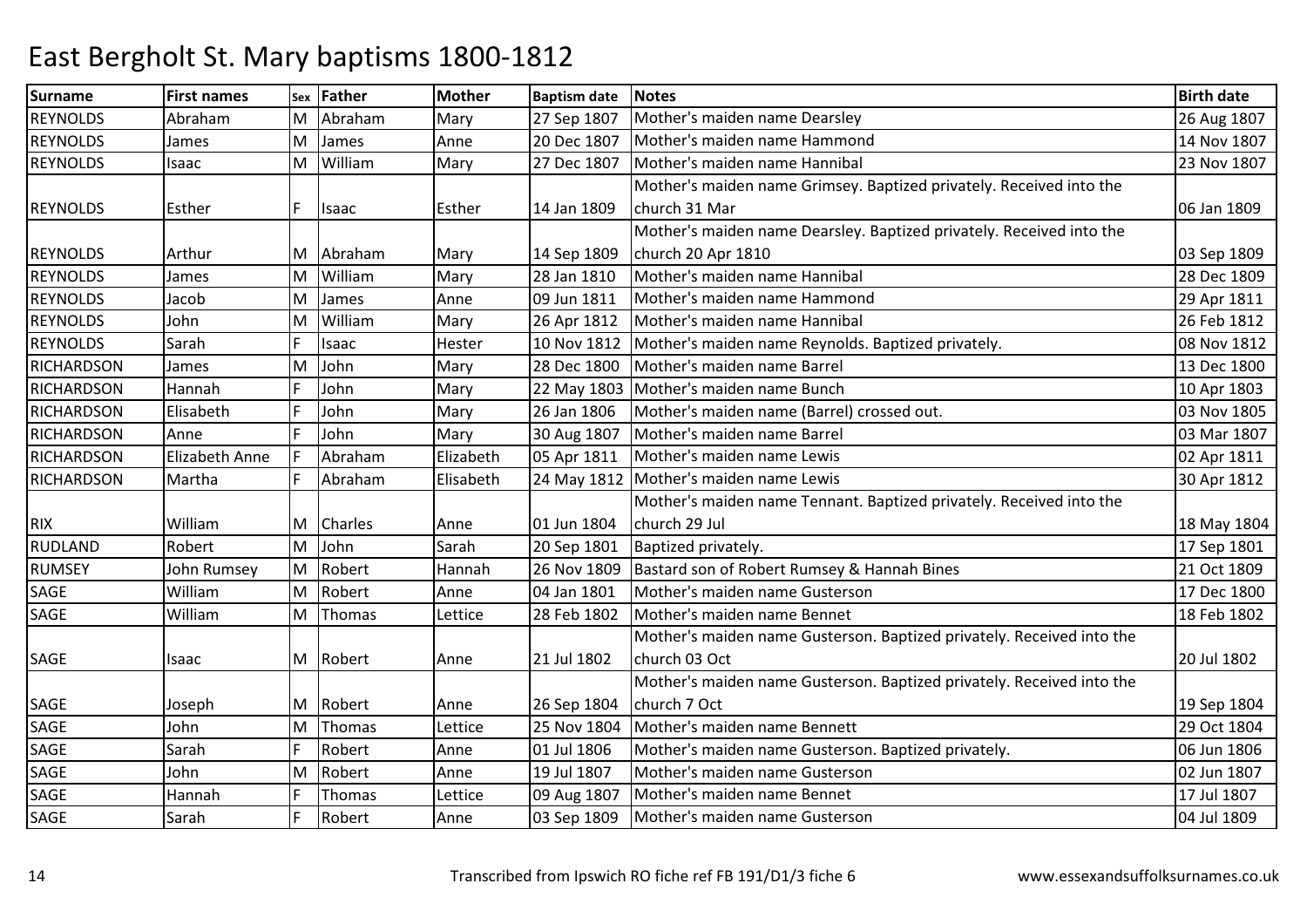# East Bergholt St. Mary baptisms 1800-1812

| Surname | First names | Sex | Father | Mother | Baptism date | Notes | Birth date |
|---|---|---|---|---|---|---|---|
| REYNOLDS | Abraham | M | Abraham | Mary | 27 Sep 1807 | Mother's maiden name Dearsley | 26 Aug 1807 |
| REYNOLDS | James | M | James | Anne | 20 Dec 1807 | Mother's maiden name Hammond | 14 Nov 1807 |
| REYNOLDS | Isaac | M | William | Mary | 27 Dec 1807 | Mother's maiden name Hannibal | 23 Nov 1807 |
| REYNOLDS | Esther | F | Isaac | Esther | 14 Jan 1809 | Mother's maiden name Grimsey. Baptized privately. Received into the church 31 Mar | 06 Jan 1809 |
| REYNOLDS | Arthur | M | Abraham | Mary | 14 Sep 1809 | Mother's maiden name Dearsley. Baptized privately. Received into the church 20 Apr 1810 | 03 Sep 1809 |
| REYNOLDS | James | M | William | Mary | 28 Jan 1810 | Mother's maiden name Hannibal | 28 Dec 1809 |
| REYNOLDS | Jacob | M | James | Anne | 09 Jun 1811 | Mother's maiden name Hammond | 29 Apr 1811 |
| REYNOLDS | John | M | William | Mary | 26 Apr 1812 | Mother's maiden name Hannibal | 26 Feb 1812 |
| REYNOLDS | Sarah | F | Isaac | Hester | 10 Nov 1812 | Mother's maiden name Reynolds. Baptized privately. | 08 Nov 1812 |
| RICHARDSON | James | M | John | Mary | 28 Dec 1800 | Mother's maiden name Barrel | 13 Dec 1800 |
| RICHARDSON | Hannah | F | John | Mary | 22 May 1803 | Mother's maiden name Bunch | 10 Apr 1803 |
| RICHARDSON | Elisabeth | F | John | Mary | 26 Jan 1806 | Mother's maiden name (Barrel) crossed out. | 03 Nov 1805 |
| RICHARDSON | Anne | F | John | Mary | 30 Aug 1807 | Mother's maiden name Barrel | 03 Mar 1807 |
| RICHARDSON | Elizabeth Anne | F | Abraham | Elizabeth | 05 Apr 1811 | Mother's maiden name Lewis | 02 Apr 1811 |
| RICHARDSON | Martha | F | Abraham | Elisabeth | 24 May 1812 | Mother's maiden name Lewis | 30 Apr 1812 |
| RIX | William | M | Charles | Anne | 01 Jun 1804 | Mother's maiden name Tennant. Baptized privately. Received into the church 29 Jul | 18 May 1804 |
| RUDLAND | Robert | M | John | Sarah | 20 Sep 1801 | Baptized privately. | 17 Sep 1801 |
| RUMSEY | John Rumsey | M | Robert | Hannah | 26 Nov 1809 | Bastard son of Robert Rumsey & Hannah Bines | 21 Oct 1809 |
| SAGE | William | M | Robert | Anne | 04 Jan 1801 | Mother's maiden name Gusterson | 17 Dec 1800 |
| SAGE | William | M | Thomas | Lettice | 28 Feb 1802 | Mother's maiden name Bennet | 18 Feb 1802 |
| SAGE | Isaac | M | Robert | Anne | 21 Jul 1802 | Mother's maiden name Gusterson. Baptized privately. Received into the church 03 Oct | 20 Jul 1802 |
| SAGE | Joseph | M | Robert | Anne | 26 Sep 1804 | Mother's maiden name Gusterson. Baptized privately. Received into the church 7 Oct | 19 Sep 1804 |
| SAGE | John | M | Thomas | Lettice | 25 Nov 1804 | Mother's maiden name Bennett | 29 Oct 1804 |
| SAGE | Sarah | F | Robert | Anne | 01 Jul 1806 | Mother's maiden name Gusterson. Baptized privately. | 06 Jun 1806 |
| SAGE | John | M | Robert | Anne | 19 Jul 1807 | Mother's maiden name Gusterson | 02 Jun 1807 |
| SAGE | Hannah | F | Thomas | Lettice | 09 Aug 1807 | Mother's maiden name Bennet | 17 Jul 1807 |
| SAGE | Sarah | F | Robert | Anne | 03 Sep 1809 | Mother's maiden name Gusterson | 04 Jul 1809 |

Transcribed from Ipswich RO fiche ref FB 191/D1/3 fiche 6 www.essexandsuffolksurnames.co.uk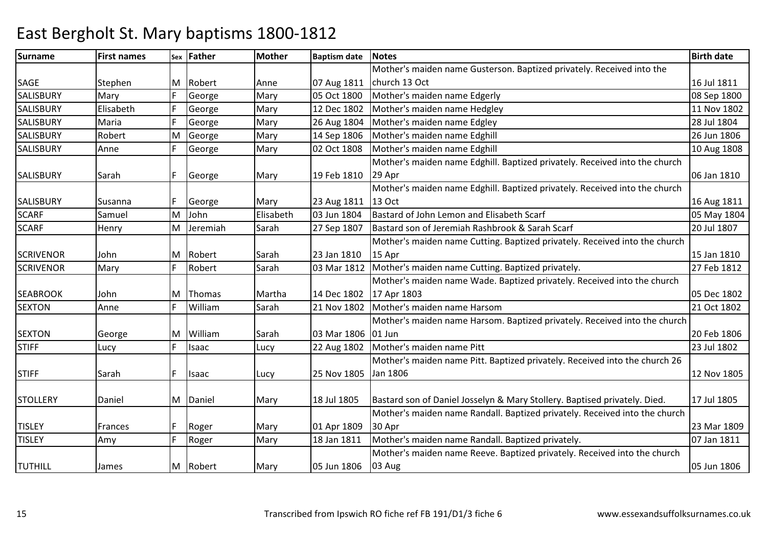# East Bergholt St. Mary baptisms 1800-1812

| Surname | First names | Sex | Father | Mother | Baptism date | Notes | Birth date |
|---|---|---|---|---|---|---|---|
| SAGE | Stephen | M | Robert | Anne | 07 Aug 1811 | Mother's maiden name Gusterson. Baptized privately. Received into the church 13 Oct | 16 Jul 1811 |
| SALISBURY | Mary | F | George | Mary | 05 Oct 1800 | Mother's maiden name Edgerly | 08 Sep 1800 |
| SALISBURY | Elisabeth | F | George | Mary | 12 Dec 1802 | Mother's maiden name Hedgley | 11 Nov 1802 |
| SALISBURY | Maria | F | George | Mary | 26 Aug 1804 | Mother's maiden name Edgley | 28 Jul 1804 |
| SALISBURY | Robert | M | George | Mary | 14 Sep 1806 | Mother's maiden name Edghill | 26 Jun 1806 |
| SALISBURY | Anne | F | George | Mary | 02 Oct 1808 | Mother's maiden name Edghill | 10 Aug 1808 |
| SALISBURY | Sarah | F | George | Mary | 19 Feb 1810 | Mother's maiden name Edghill. Baptized privately. Received into the church 29 Apr | 06 Jan 1810 |
| SALISBURY | Susanna | F | George | Mary | 23 Aug 1811 | Mother's maiden name Edghill. Baptized privately. Received into the church 13 Oct | 16 Aug 1811 |
| SCARF | Samuel | M | John | Elisabeth | 03 Jun 1804 | Bastard of John Lemon and Elisabeth Scarf | 05 May 1804 |
| SCARF | Henry | M | Jeremiah | Sarah | 27 Sep 1807 | Bastard son of Jeremiah Rashbrook & Sarah Scarf | 20 Jul 1807 |
| SCRIVENOR | John | M | Robert | Sarah | 23 Jan 1810 | Mother's maiden name Cutting. Baptized privately. Received into the church 15 Apr | 15 Jan 1810 |
| SCRIVENOR | Mary | F | Robert | Sarah | 03 Mar 1812 | Mother's maiden name Cutting. Baptized privately. | 27 Feb 1812 |
| SEABROOK | John | M | Thomas | Martha | 14 Dec 1802 | Mother's maiden name Wade. Baptized privately. Received into the church 17 Apr 1803 | 05 Dec 1802 |
| SEXTON | Anne | F | William | Sarah | 21 Nov 1802 | Mother's maiden name Harsom | 21 Oct 1802 |
| SEXTON | George | M | William | Sarah | 03 Mar 1806 | Mother's maiden name Harsom. Baptized privately. Received into the church 01 Jun | 20 Feb 1806 |
| STIFF | Lucy | F | Isaac | Lucy | 22 Aug 1802 | Mother's maiden name Pitt | 23 Jul 1802 |
| STIFF | Sarah | F | Isaac | Lucy | 25 Nov 1805 | Mother's maiden name Pitt. Baptized privately. Received into the church 26 Jan 1806 | 12 Nov 1805 |
| STOLLERY | Daniel | M | Daniel | Mary | 18 Jul 1805 | Bastard son of Daniel Josselyn & Mary Stollery. Baptised privately. Died. | 17 Jul 1805 |
| TISLEY | Frances | F | Roger | Mary | 01 Apr 1809 | Mother's maiden name Randall. Baptized privately. Received into the church 30 Apr | 23 Mar 1809 |
| TISLEY | Amy | F | Roger | Mary | 18 Jan 1811 | Mother's maiden name Randall. Baptized privately. | 07 Jan 1811 |
| TUTHILL | James | M | Robert | Mary | 05 Jun 1806 | Mother's maiden name Reeve. Baptized privately. Received into the church 03 Aug | 05 Jun 1806 |

Transcribed from Ipswich RO fiche ref FB 191/D1/3 fiche 6 www.essexandsuffolksurnames.co.uk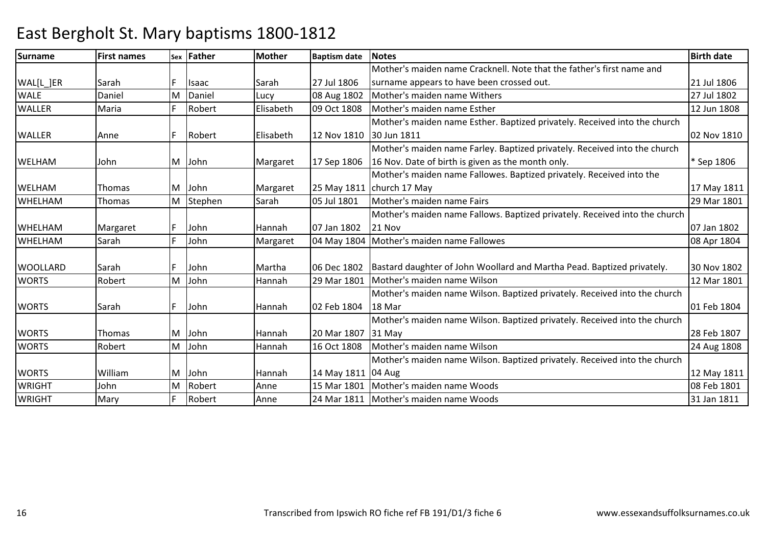# East Bergholt St. Mary baptisms 1800-1812

| Surname | First names | Sex | Father | Mother | Baptism date | Notes | Birth date |
|---|---|---|---|---|---|---|---|
| WAL[L_]ER | Sarah | F | Isaac | Sarah | 27 Jul 1806 | Mother's maiden name Cracknell. Note that the father's first name and surname appears to have been crossed out. | 21 Jul 1806 |
| WALE | Daniel | M | Daniel | Lucy | 08 Aug 1802 | Mother's maiden name Withers | 27 Jul 1802 |
| WALLER | Maria | F | Robert | Elisabeth | 09 Oct 1808 | Mother's maiden name Esther | 12 Jun 1808 |
| WALLER | Anne | F | Robert | Elisabeth | 12 Nov 1810 | Mother's maiden name Esther. Baptized privately. Received into the church 30 Jun 1811 | 02 Nov 1810 |
| WELHAM | John | M | John | Margaret | 17 Sep 1806 | Mother's maiden name Farley. Baptized privately. Received into the church 16 Nov. Date of birth is given as the month only. | * Sep 1806 |
| WELHAM | Thomas | M | John | Margaret | 25 May 1811 | Mother's maiden name Fallowes. Baptized privately. Received into the church 17 May | 17 May 1811 |
| WHELHAM | Thomas | M | Stephen | Sarah | 05 Jul 1801 | Mother's maiden name Fairs | 29 Mar 1801 |
| WHELHAM | Margaret | F | John | Hannah | 07 Jan 1802 | Mother's maiden name Fallows. Baptized privately. Received into the church 21 Nov | 07 Jan 1802 |
| WHELHAM | Sarah | F | John | Margaret | 04 May 1804 | Mother's maiden name Fallowes | 08 Apr 1804 |
| WOOLLARD | Sarah | F | John | Martha | 06 Dec 1802 | Bastard daughter of John Woollard and Martha Pead. Baptized privately. | 30 Nov 1802 |
| WORTS | Robert | M | John | Hannah | 29 Mar 1801 | Mother's maiden name Wilson | 12 Mar 1801 |
| WORTS | Sarah | F | John | Hannah | 02 Feb 1804 | Mother's maiden name Wilson. Baptized privately. Received into the church 18 Mar | 01 Feb 1804 |
| WORTS | Thomas | M | John | Hannah | 20 Mar 1807 | Mother's maiden name Wilson. Baptized privately. Received into the church 31 May | 28 Feb 1807 |
| WORTS | Robert | M | John | Hannah | 16 Oct 1808 | Mother's maiden name Wilson | 24 Aug 1808 |
| WORTS | William | M | John | Hannah | 14 May 1811 | Mother's maiden name Wilson. Baptized privately. Received into the church 04 Aug | 12 May 1811 |
| WRIGHT | John | M | Robert | Anne | 15 Mar 1801 | Mother's maiden name Woods | 08 Feb 1801 |
| WRIGHT | Mary | F | Robert | Anne | 24 Mar 1811 | Mother's maiden name Woods | 31 Jan 1811 |

Transcribed from Ipswich RO fiche ref FB 191/D1/3 fiche 6

www.essexandsuffolksurnames.co.uk